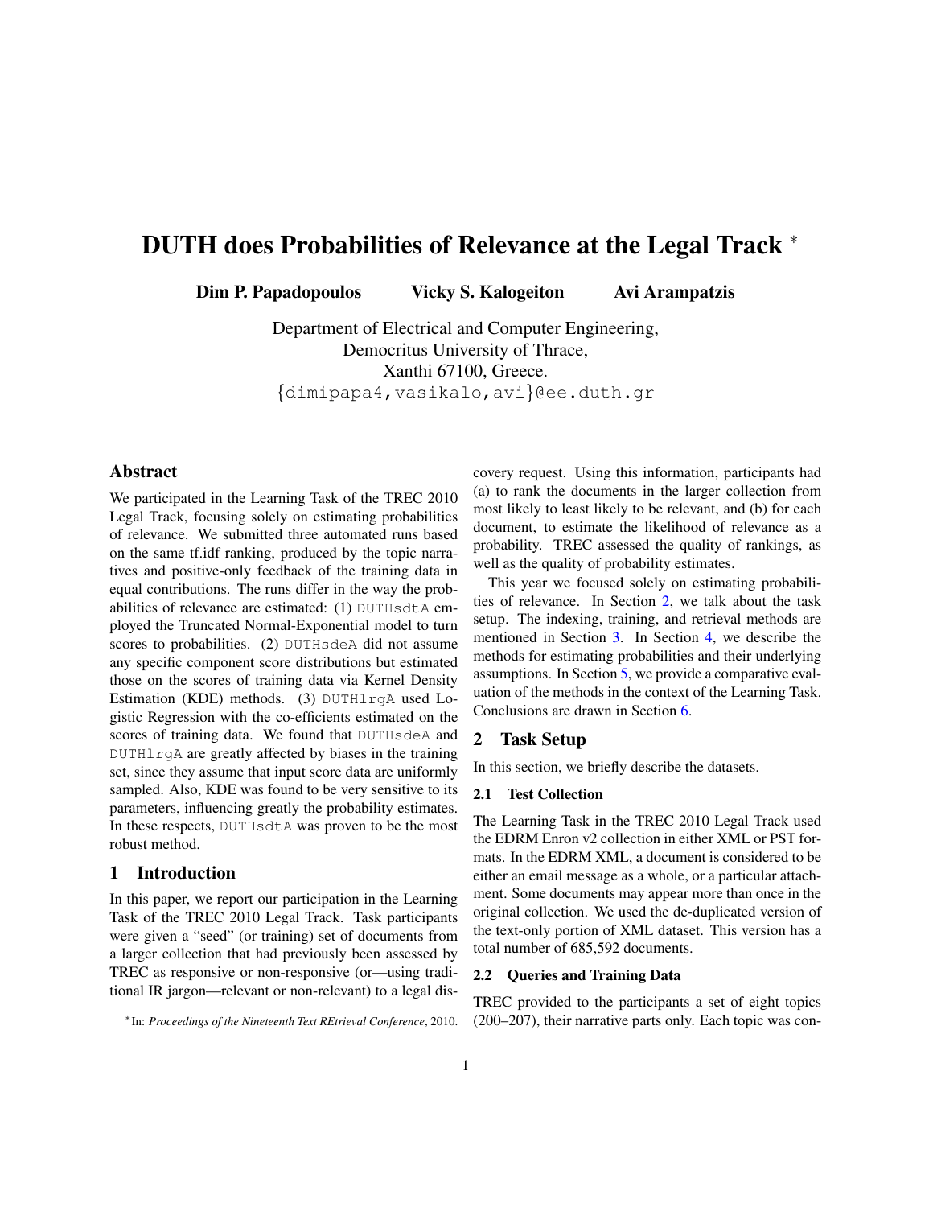# DUTH does Probabilities of Relevance at the Legal Track [*]

**Dim P. Papadopoulos** **Vicky S. Kalogeiton** **Avi Arampatzis**

Department of Electrical and Computer Engineering,
Democritus University of Thrace,
Xanthi 67100, Greece.
{dimipapa4,vasikalo,avi}@ee.duth.gr

## Abstract

We participated in the Learning Task of the TREC 2010 Legal Track, focusing solely on estimating probabilities of relevance. We submitted three automated runs based on the same tf.idf ranking, produced by the topic narratives and positive-only feedback of the training data in equal contributions. The runs differ in the way the probabilities of relevance are estimated: (1) `DUTHsdtA` employed the Truncated Normal-Exponential model to turn scores to probabilities. (2) `DUTHsdeA` did not assume any specific component score distributions but estimated those on the scores of training data via Kernel Density Estimation (KDE) methods. (3) `DUTHlrgA` used Logistic Regression with the co-efficients estimated on the scores of training data. We found that `DUTHsdeA` and `DUTHlrgA` are greatly affected by biases in the training set, since they assume that input score data are uniformly sampled. Also, KDE was found to be very sensitive to its parameters, influencing greatly the probability estimates. In these respects, `DUTHsdtA` was proven to be the most robust method.

## 1 Introduction

In this paper, we report our participation in the Learning Task of the TREC 2010 Legal Track. Task participants were given a "seed" (or training) set of documents from a larger collection that had previously been assessed by TREC as responsive or non-responsive (or—using traditional IR jargon—relevant or non-relevant) to a legal discovery request. Using this information, participants had (a) to rank the documents in the larger collection from most likely to least likely to be relevant, and (b) for each document, to estimate the likelihood of relevance as a probability. TREC assessed the quality of rankings, as well as the quality of probability estimates.

This year we focused solely on estimating probabilities of relevance. In Section 2, we talk about the task setup. The indexing, training, and retrieval methods are mentioned in Section 3. In Section 4, we describe the methods for estimating probabilities and their underlying assumptions. In Section 5, we provide a comparative evaluation of the methods in the context of the Learning Task. Conclusions are drawn in Section 6.

## 2 Task Setup

In this section, we briefly describe the datasets.

### 2.1 Test Collection

The Learning Task in the TREC 2010 Legal Track used the EDRM Enron v2 collection in either XML or PST formats. In the EDRM XML, a document is considered to be either an email message as a whole, or a particular attachment. Some documents may appear more than once in the original collection. We used the de-duplicated version of the text-only portion of XML dataset. This version has a total number of 685,592 documents.

### 2.2 Queries and Training Data

TREC provided to the participants a set of eight topics (200–207), their narrative parts only. Each topic was con-

[*] In: *Proceedings of the Nineteenth Text REtrieval Conference*, 2010.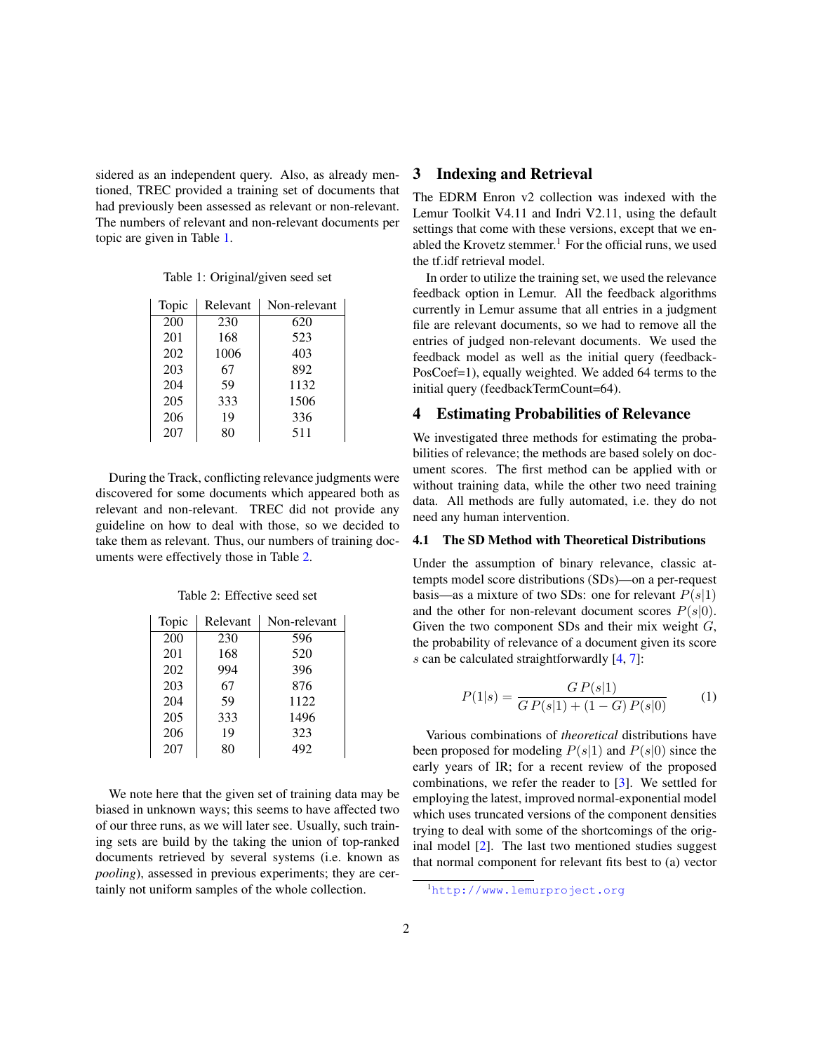sidered as an independent query. Also, as already mentioned, TREC provided a training set of documents that had previously been assessed as relevant or non-relevant. The numbers of relevant and non-relevant documents per topic are given in Table 1.

Table 1: Original/given seed set

| Topic | Relevant | Non-relevant |
|---|---|---|
| 200 | 230 | 620 |
| 201 | 168 | 523 |
| 202 | 1006 | 403 |
| 203 | 67 | 892 |
| 204 | 59 | 1132 |
| 205 | 333 | 1506 |
| 206 | 19 | 336 |
| 207 | 80 | 511 |

During the Track, conflicting relevance judgments were discovered for some documents which appeared both as relevant and non-relevant. TREC did not provide any guideline on how to deal with those, so we decided to take them as relevant. Thus, our numbers of training documents were effectively those in Table 2.

Table 2: Effective seed set

| Topic | Relevant | Non-relevant |
|---|---|---|
| 200 | 230 | 596 |
| 201 | 168 | 520 |
| 202 | 994 | 396 |
| 203 | 67 | 876 |
| 204 | 59 | 1122 |
| 205 | 333 | 1496 |
| 206 | 19 | 323 |
| 207 | 80 | 492 |

We note here that the given set of training data may be biased in unknown ways; this seems to have affected two of our three runs, as we will later see. Usually, such training sets are build by the taking the union of top-ranked documents retrieved by several systems (i.e. known as *pooling*), assessed in previous experiments; they are certainly not uniform samples of the whole collection.

## 3 Indexing and Retrieval

The EDRM Enron v2 collection was indexed with the Lemur Toolkit V4.11 and Indri V2.11, using the default settings that come with these versions, except that we enabled the Krovetz stemmer.[1] For the official runs, we used the tf.idf retrieval model.

In order to utilize the training set, we used the relevance feedback option in Lemur. All the feedback algorithms currently in Lemur assume that all entries in a judgment file are relevant documents, so we had to remove all the entries of judged non-relevant documents. We used the feedback model as well as the initial query (feedbackPosCoef=1), equally weighted. We added 64 terms to the initial query (feedbackTermCount=64).

## 4 Estimating Probabilities of Relevance

We investigated three methods for estimating the probabilities of relevance; the methods are based solely on document scores. The first method can be applied with or without training data, while the other two need training data. All methods are fully automated, i.e. they do not need any human intervention.

### 4.1 The SD Method with Theoretical Distributions

Under the assumption of binary relevance, classic attempts model score distributions (SDs)—on a per-request basis—as a mixture of two SDs: one for relevant $P(s|1)$ and the other for non-relevant document scores $P(s|0)$. Given the two component SDs and their mix weight $G$, the probability of relevance of a document given its score $s$ can be calculated straightforwardly [4, 7]:

$$P(1|s) = \frac{G\,P(s|1)}{G\,P(s|1) + (1-G)\,P(s|0)} \tag{1}$$

Various combinations of *theoretical* distributions have been proposed for modeling $P(s|1)$ and $P(s|0)$ since the early years of IR; for a recent review of the proposed combinations, we refer the reader to [3]. We settled for employing the latest, improved normal-exponential model which uses truncated versions of the component densities trying to deal with some of the shortcomings of the original model [2]. The last two mentioned studies suggest that normal component for relevant fits best to (a) vector

[1] http://www.lemurproject.org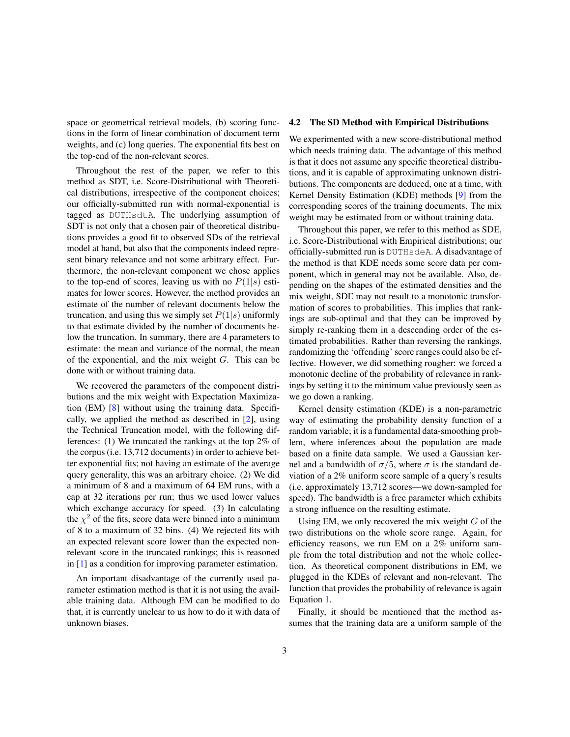space or geometrical retrieval models, (b) scoring functions in the form of linear combination of document term weights, and (c) long queries. The exponential fits best on the top-end of the non-relevant scores.

Throughout the rest of the paper, we refer to this method as SDT, i.e. Score-Distributional with Theoretical distributions, irrespective of the component choices; our officially-submitted run with normal-exponential is tagged as `DUTHsdtA`. The underlying assumption of SDT is not only that a chosen pair of theoretical distributions provides a good fit to observed SDs of the retrieval model at hand, but also that the components indeed represent binary relevance and not some arbitrary effect. Furthermore, the non-relevant component we chose applies to the top-end of scores, leaving us with no $P(1|s)$ estimates for lower scores. However, the method provides an estimate of the number of relevant documents below the truncation, and using this we simply set $P(1|s)$ uniformly to that estimate divided by the number of documents below the truncation. In summary, there are 4 parameters to estimate: the mean and variance of the normal, the mean of the exponential, and the mix weight $G$. This can be done with or without training data.

We recovered the parameters of the component distributions and the mix weight with Expectation Maximization (EM) [8] without using the training data. Specifically, we applied the method as described in [2], using the Technical Truncation model, with the following differences: (1) We truncated the rankings at the top 2% of the corpus (i.e. 13,712 documents) in order to achieve better exponential fits; not having an estimate of the average query generality, this was an arbitrary choice. (2) We did a minimum of 8 and a maximum of 64 EM runs, with a cap at 32 iterations per run; thus we used lower values which exchange accuracy for speed. (3) In calculating the $\chi^2$ of the fits, score data were binned into a minimum of 8 to a maximum of 32 bins. (4) We rejected fits with an expected relevant score lower than the expected non-relevant score in the truncated rankings; this is reasoned in [1] as a condition for improving parameter estimation.

An important disadvantage of the currently used parameter estimation method is that it is not using the available training data. Although EM can be modified to do that, it is currently unclear to us how to do it with data of unknown biases.

### 4.2 The SD Method with Empirical Distributions

We experimented with a new score-distributional method which needs training data. The advantage of this method is that it does not assume any specific theoretical distributions, and it is capable of approximating unknown distributions. The components are deduced, one at a time, with Kernel Density Estimation (KDE) methods [9] from the corresponding scores of the training documents. The mix weight may be estimated from or without training data.

Throughout this paper, we refer to this method as SDE, i.e. Score-Distributional with Empirical distributions; our officially-submitted run is `DUTHsdeA`. A disadvantage of the method is that KDE needs some score data per component, which in general may not be available. Also, depending on the shapes of the estimated densities and the mix weight, SDE may not result to a monotonic transformation of scores to probabilities. This implies that rankings are sub-optimal and that they can be improved by simply re-ranking them in a descending order of the estimated probabilities. Rather than reversing the rankings, randomizing the 'offending' score ranges could also be effective. However, we did something rougher: we forced a monotonic decline of the probability of relevance in rankings by setting it to the minimum value previously seen as we go down a ranking.

Kernel density estimation (KDE) is a non-parametric way of estimating the probability density function of a random variable; it is a fundamental data-smoothing problem, where inferences about the population are made based on a finite data sample. We used a Gaussian kernel and a bandwidth of $\sigma/5$, where $\sigma$ is the standard deviation of a 2% uniform score sample of a query's results (i.e. approximately 13,712 scores—we down-sampled for speed). The bandwidth is a free parameter which exhibits a strong influence on the resulting estimate.

Using EM, we only recovered the mix weight $G$ of the two distributions on the whole score range. Again, for efficiency reasons, we run EM on a 2% uniform sample from the total distribution and not the whole collection. As theoretical component distributions in EM, we plugged in the KDEs of relevant and non-relevant. The function that provides the probability of relevance is again Equation 1.

Finally, it should be mentioned that the method assumes that the training data are a uniform sample of the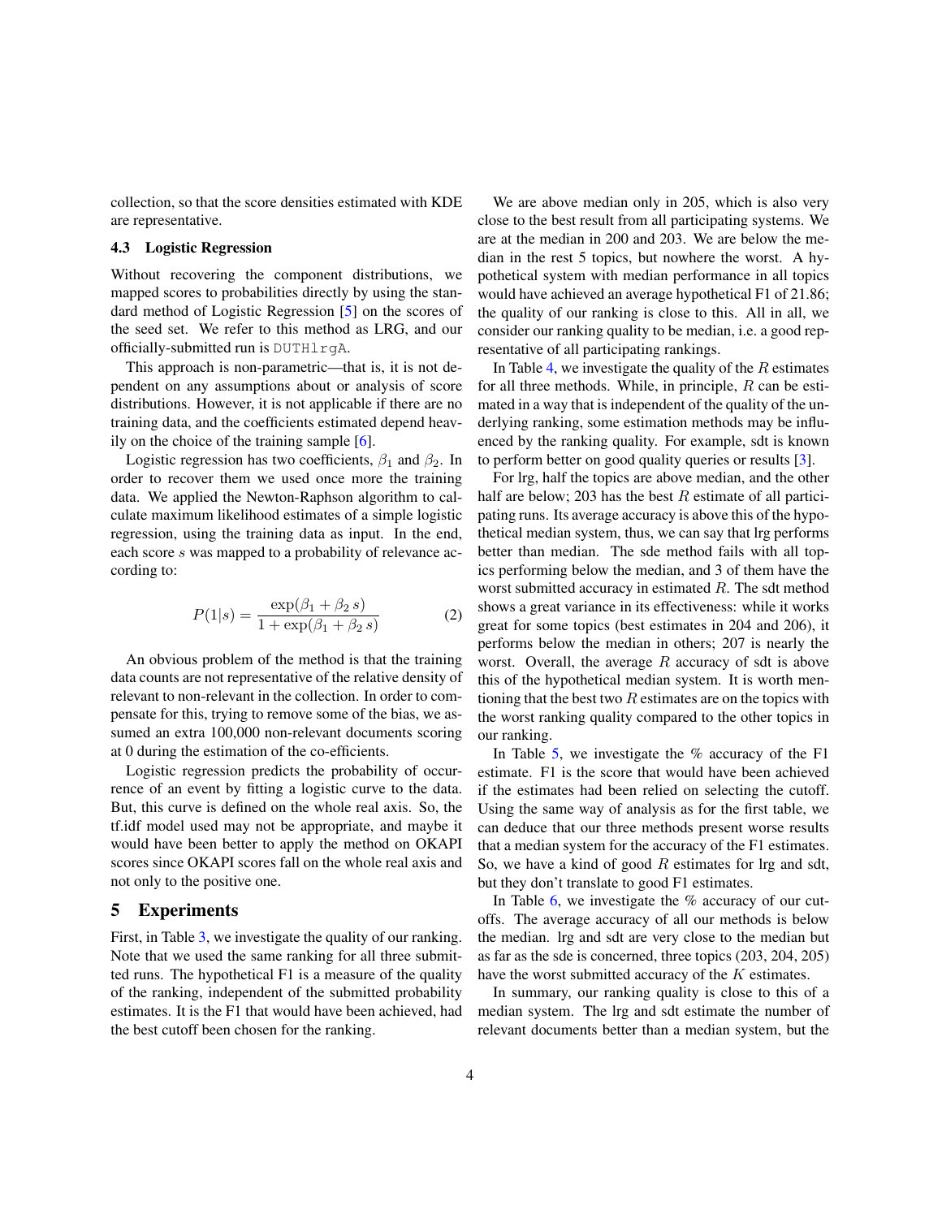collection, so that the score densities estimated with KDE are representative.

### 4.3 Logistic Regression

Without recovering the component distributions, we mapped scores to probabilities directly by using the standard method of Logistic Regression [5] on the scores of the seed set. We refer to this method as LRG, and our officially-submitted run is `DUTHlrgA`.

This approach is non-parametric—that is, it is not dependent on any assumptions about or analysis of score distributions. However, it is not applicable if there are no training data, and the coefficients estimated depend heavily on the choice of the training sample [6].

Logistic regression has two coefficients, $\beta_1$ and $\beta_2$. In order to recover them we used once more the training data. We applied the Newton-Raphson algorithm to calculate maximum likelihood estimates of a simple logistic regression, using the training data as input. In the end, each score $s$ was mapped to a probability of relevance according to:

$$P(1|s) = \frac{\exp(\beta_1 + \beta_2\, s)}{1 + \exp(\beta_1 + \beta_2\, s)} \qquad (2)$$

An obvious problem of the method is that the training data counts are not representative of the relative density of relevant to non-relevant in the collection. In order to compensate for this, trying to remove some of the bias, we assumed an extra 100,000 non-relevant documents scoring at 0 during the estimation of the co-efficients.

Logistic regression predicts the probability of occurrence of an event by fitting a logistic curve to the data. But, this curve is defined on the whole real axis. So, the tf.idf model used may not be appropriate, and maybe it would have been better to apply the method on OKAPI scores since OKAPI scores fall on the whole real axis and not only to the positive one.

## 5 Experiments

First, in Table 3, we investigate the quality of our ranking. Note that we used the same ranking for all three submitted runs. The hypothetical F1 is a measure of the quality of the ranking, independent of the submitted probability estimates. It is the F1 that would have been achieved, had the best cutoff been chosen for the ranking.

We are above median only in 205, which is also very close to the best result from all participating systems. We are at the median in 200 and 203. We are below the median in the rest 5 topics, but nowhere the worst. A hypothetical system with median performance in all topics would have achieved an average hypothetical F1 of 21.86; the quality of our ranking is close to this. All in all, we consider our ranking quality to be median, i.e. a good representative of all participating rankings.

In Table 4, we investigate the quality of the $R$ estimates for all three methods. While, in principle, $R$ can be estimated in a way that is independent of the quality of the underlying ranking, some estimation methods may be influenced by the ranking quality. For example, sdt is known to perform better on good quality queries or results [3].

For lrg, half the topics are above median, and the other half are below; 203 has the best $R$ estimate of all participating runs. Its average accuracy is above this of the hypothetical median system, thus, we can say that lrg performs better than median. The sde method fails with all topics performing below the median, and 3 of them have the worst submitted accuracy in estimated $R$. The sdt method shows a great variance in its effectiveness: while it works great for some topics (best estimates in 204 and 206), it performs below the median in others; 207 is nearly the worst. Overall, the average $R$ accuracy of sdt is above this of the hypothetical median system. It is worth mentioning that the best two $R$ estimates are on the topics with the worst ranking quality compared to the other topics in our ranking.

In Table 5, we investigate the % accuracy of the F1 estimate. F1 is the score that would have been achieved if the estimates had been relied on selecting the cutoff. Using the same way of analysis as for the first table, we can deduce that our three methods present worse results that a median system for the accuracy of the F1 estimates. So, we have a kind of good $R$ estimates for lrg and sdt, but they don't translate to good F1 estimates.

In Table 6, we investigate the % accuracy of our cutoffs. The average accuracy of all our methods is below the median. lrg and sdt are very close to the median but as far as the sde is concerned, three topics (203, 204, 205) have the worst submitted accuracy of the $K$ estimates.

In summary, our ranking quality is close to this of a median system. The lrg and sdt estimate the number of relevant documents better than a median system, but the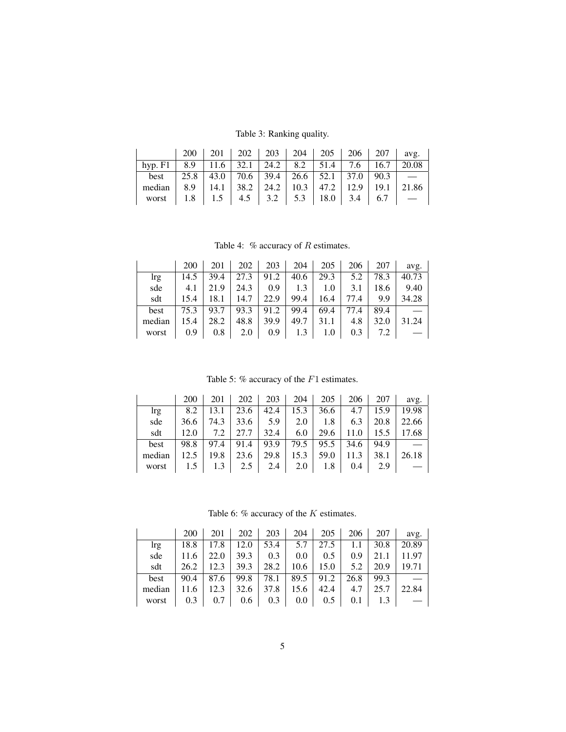Table 3: Ranking quality.

| | 200 | 201 | 202 | 203 | 204 | 205 | 206 | 207 | avg. |
|---|---|---|---|---|---|---|---|---|---|
| hyp. F1 | 8.9 | 11.6 | 32.1 | 24.2 | 8.2 | 51.4 | 7.6 | 16.7 | 20.08 |
| best | 25.8 | 43.0 | 70.6 | 39.4 | 26.6 | 52.1 | 37.0 | 90.3 | — |
| median | 8.9 | 14.1 | 38.2 | 24.2 | 10.3 | 47.2 | 12.9 | 19.1 | 21.86 |
| worst | 1.8 | 1.5 | 4.5 | 3.2 | 5.3 | 18.0 | 3.4 | 6.7 | — |

Table 4: % accuracy of $R$ estimates.

| | 200 | 201 | 202 | 203 | 204 | 205 | 206 | 207 | avg. |
|---|---|---|---|---|---|---|---|---|---|
| lrg | 14.5 | 39.4 | 27.3 | 91.2 | 40.6 | 29.3 | 5.2 | 78.3 | 40.73 |
| sde | 4.1 | 21.9 | 24.3 | 0.9 | 1.3 | 1.0 | 3.1 | 18.6 | 9.40 |
| sdt | 15.4 | 18.1 | 14.7 | 22.9 | 99.4 | 16.4 | 77.4 | 9.9 | 34.28 |
| best | 75.3 | 93.7 | 93.3 | 91.2 | 99.4 | 69.4 | 77.4 | 89.4 | — |
| median | 15.4 | 28.2 | 48.8 | 39.9 | 49.7 | 31.1 | 4.8 | 32.0 | 31.24 |
| worst | 0.9 | 0.8 | 2.0 | 0.9 | 1.3 | 1.0 | 0.3 | 7.2 | — |

Table 5: % accuracy of the $F1$ estimates.

| | 200 | 201 | 202 | 203 | 204 | 205 | 206 | 207 | avg. |
|---|---|---|---|---|---|---|---|---|---|
| lrg | 8.2 | 13.1 | 23.6 | 42.4 | 15.3 | 36.6 | 4.7 | 15.9 | 19.98 |
| sde | 36.6 | 74.3 | 33.6 | 5.9 | 2.0 | 1.8 | 6.3 | 20.8 | 22.66 |
| sdt | 12.0 | 7.2 | 27.7 | 32.4 | 6.0 | 29.6 | 11.0 | 15.5 | 17.68 |
| best | 98.8 | 97.4 | 91.4 | 93.9 | 79.5 | 95.5 | 34.6 | 94.9 | — |
| median | 12.5 | 19.8 | 23.6 | 29.8 | 15.3 | 59.0 | 11.3 | 38.1 | 26.18 |
| worst | 1.5 | 1.3 | 2.5 | 2.4 | 2.0 | 1.8 | 0.4 | 2.9 | — |

Table 6: % accuracy of the $K$ estimates.

| | 200 | 201 | 202 | 203 | 204 | 205 | 206 | 207 | avg. |
|---|---|---|---|---|---|---|---|---|---|
| lrg | 18.8 | 17.8 | 12.0 | 53.4 | 5.7 | 27.5 | 1.1 | 30.8 | 20.89 |
| sde | 11.6 | 22.0 | 39.3 | 0.3 | 0.0 | 0.5 | 0.9 | 21.1 | 11.97 |
| sdt | 26.2 | 12.3 | 39.3 | 28.2 | 10.6 | 15.0 | 5.2 | 20.9 | 19.71 |
| best | 90.4 | 87.6 | 99.8 | 78.1 | 89.5 | 91.2 | 26.8 | 99.3 | — |
| median | 11.6 | 12.3 | 32.6 | 37.8 | 15.6 | 42.4 | 4.7 | 25.7 | 22.84 |
| worst | 0.3 | 0.7 | 0.6 | 0.3 | 0.0 | 0.5 | 0.1 | 1.3 | — |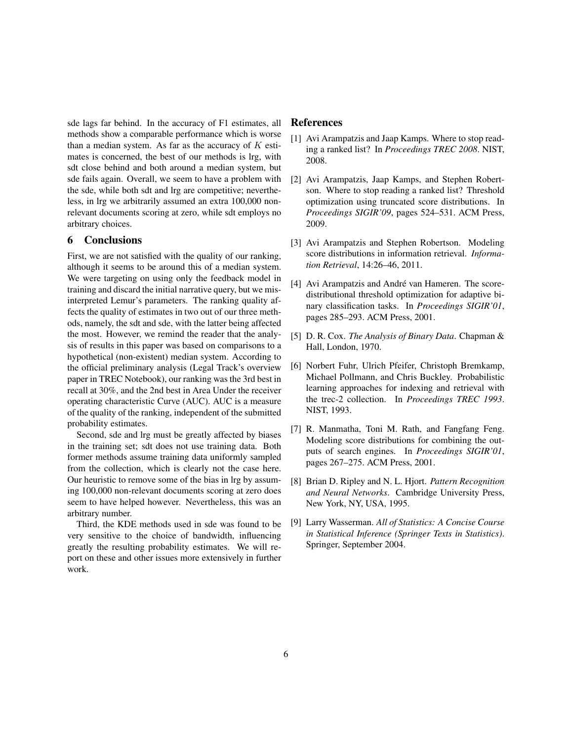sde lags far behind. In the accuracy of F1 estimates, all methods show a comparable performance which is worse than a median system. As far as the accuracy of $K$ estimates is concerned, the best of our methods is lrg, with sdt close behind and both around a median system, but sde fails again. Overall, we seem to have a problem with the sde, while both sdt and lrg are competitive; nevertheless, in lrg we arbitrarily assumed an extra 100,000 non-relevant documents scoring at zero, while sdt employs no arbitrary choices.

## 6 Conclusions

First, we are not satisfied with the quality of our ranking, although it seems to be around this of a median system. We were targeting on using only the feedback model in training and discard the initial narrative query, but we misinterpreted Lemur's parameters. The ranking quality affects the quality of estimates in two out of our three methods, namely, the sdt and sde, with the latter being affected the most. However, we remind the reader that the analysis of results in this paper was based on comparisons to a hypothetical (non-existent) median system. According to the official preliminary analysis (Legal Track's overview paper in TREC Notebook), our ranking was the 3rd best in recall at 30%, and the 2nd best in Area Under the receiver operating characteristic Curve (AUC). AUC is a measure of the quality of the ranking, independent of the submitted probability estimates.

Second, sde and lrg must be greatly affected by biases in the training set; sdt does not use training data. Both former methods assume training data uniformly sampled from the collection, which is clearly not the case here. Our heuristic to remove some of the bias in lrg by assuming 100,000 non-relevant documents scoring at zero does seem to have helped however. Nevertheless, this was an arbitrary number.

Third, the KDE methods used in sde was found to be very sensitive to the choice of bandwidth, influencing greatly the resulting probability estimates. We will report on these and other issues more extensively in further work.

## References

[1] Avi Arampatzis and Jaap Kamps. Where to stop reading a ranked list? In *Proceedings TREC 2008*. NIST, 2008.

[2] Avi Arampatzis, Jaap Kamps, and Stephen Robertson. Where to stop reading a ranked list? Threshold optimization using truncated score distributions. In *Proceedings SIGIR'09*, pages 524–531. ACM Press, 2009.

[3] Avi Arampatzis and Stephen Robertson. Modeling score distributions in information retrieval. *Information Retrieval*, 14:26–46, 2011.

[4] Avi Arampatzis and André van Hameren. The score-distributional threshold optimization for adaptive binary classification tasks. In *Proceedings SIGIR'01*, pages 285–293. ACM Press, 2001.

[5] D. R. Cox. *The Analysis of Binary Data*. Chapman & Hall, London, 1970.

[6] Norbert Fuhr, Ulrich Pfeifer, Christoph Bremkamp, Michael Pollmann, and Chris Buckley. Probabilistic learning approaches for indexing and retrieval with the trec-2 collection. In *Proceedings TREC 1993*. NIST, 1993.

[7] R. Manmatha, Toni M. Rath, and Fangfang Feng. Modeling score distributions for combining the outputs of search engines. In *Proceedings SIGIR'01*, pages 267–275. ACM Press, 2001.

[8] Brian D. Ripley and N. L. Hjort. *Pattern Recognition and Neural Networks*. Cambridge University Press, New York, NY, USA, 1995.

[9] Larry Wasserman. *All of Statistics: A Concise Course in Statistical Inference (Springer Texts in Statistics)*. Springer, September 2004.